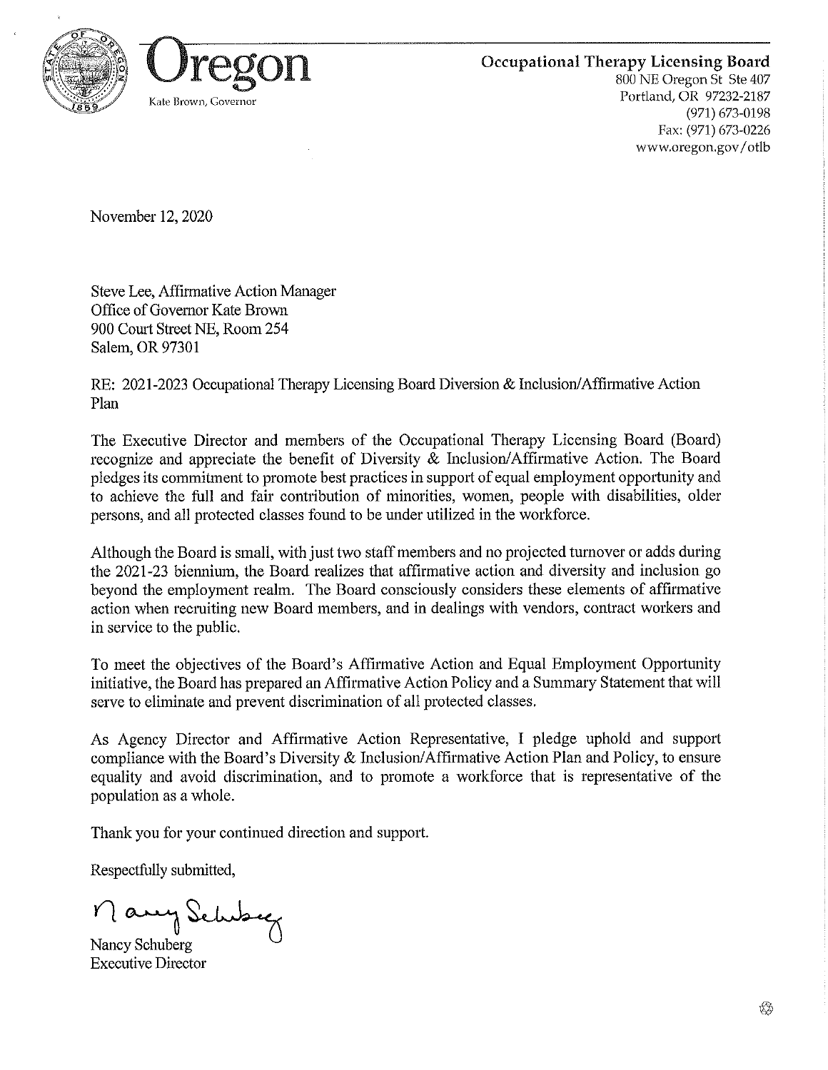Oregon

Kate Brown, Governor

**Occupational Therapy Licensing Board**
800 NE Oregon St Ste 407
Portland, OR 97232-2187
(971) 673-0198
Fax: (971) 673-0226
www.oregon.gov/otlb

November 12, 2020

Steve Lee, Affirmative Action Manager
Office of Governor Kate Brown
900 Court Street NE, Room 254
Salem, OR 97301

RE: 2021-2023 Occupational Therapy Licensing Board Diversion & Inclusion/Affirmative Action Plan

The Executive Director and members of the Occupational Therapy Licensing Board (Board) recognize and appreciate the benefit of Diversity & Inclusion/Affirmative Action. The Board pledges its commitment to promote best practices in support of equal employment opportunity and to achieve the full and fair contribution of minorities, women, people with disabilities, older persons, and all protected classes found to be under utilized in the workforce.

Although the Board is small, with just two staff members and no projected turnover or adds during the 2021-23 biennium, the Board realizes that affirmative action and diversity and inclusion go beyond the employment realm. The Board consciously considers these elements of affirmative action when recruiting new Board members, and in dealings with vendors, contract workers and in service to the public.

To meet the objectives of the Board's Affirmative Action and Equal Employment Opportunity initiative, the Board has prepared an Affirmative Action Policy and a Summary Statement that will serve to eliminate and prevent discrimination of all protected classes.

As Agency Director and Affirmative Action Representative, I pledge uphold and support compliance with the Board's Diversity & Inclusion/Affirmative Action Plan and Policy, to ensure equality and avoid discrimination, and to promote a workforce that is representative of the population as a whole.

Thank you for your continued direction and support.

Respectfully submitted,

Nancy Schuberg
Executive Director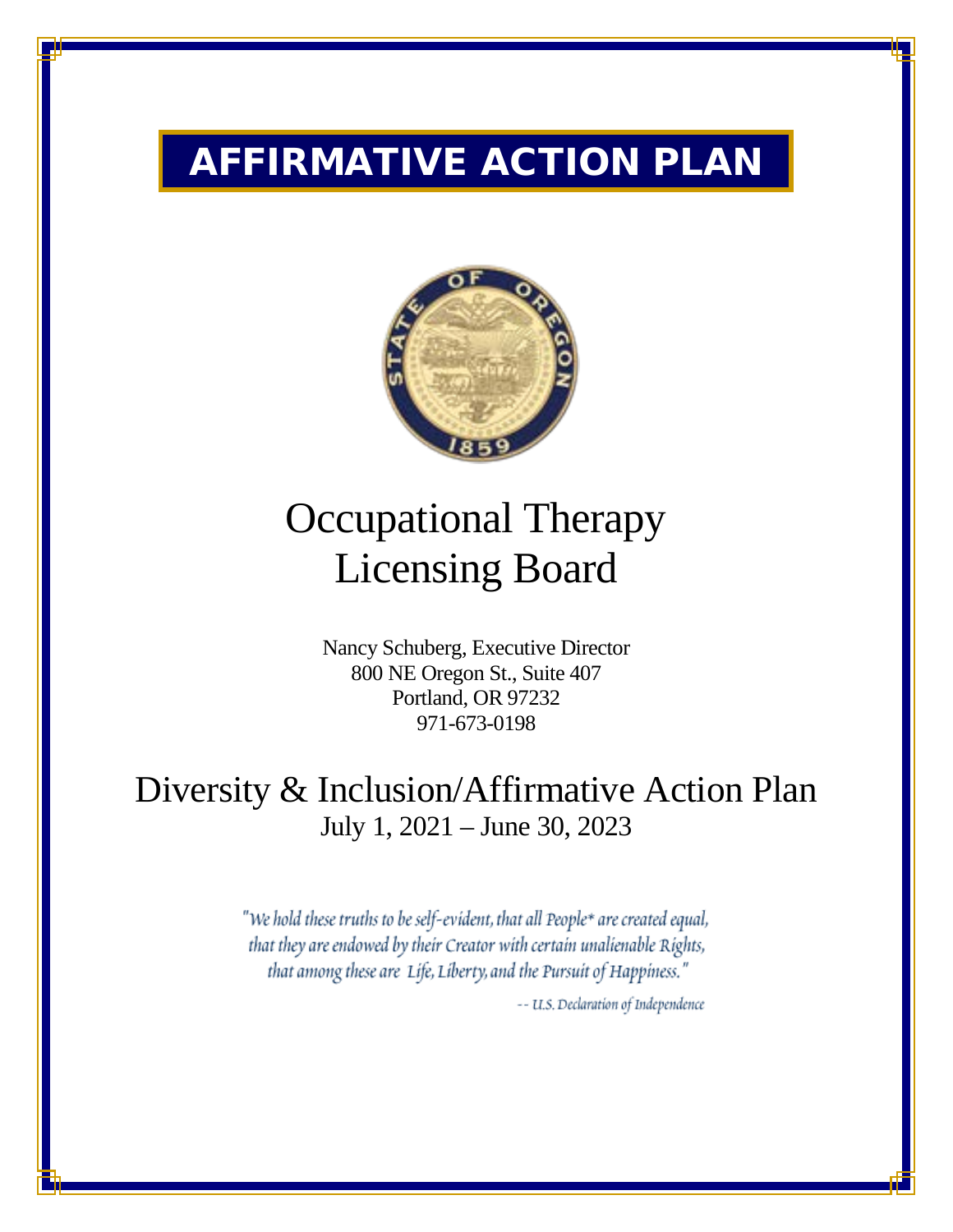# AFFIRMATIVE ACTION PLAN

# Occupational Therapy Licensing Board

Nancy Schuberg, Executive Director
800 NE Oregon St., Suite 407
Portland, OR 97232
971-673-0198

## Diversity & Inclusion/Affirmative Action Plan

July 1, 2021 – June 30, 2023

*"We hold these truths to be self-evident, that all People* are created equal, that they are endowed by their Creator with certain unalienable Rights, that among these are Life, Liberty, and the Pursuit of Happiness."*

*-- U.S. Declaration of Independence*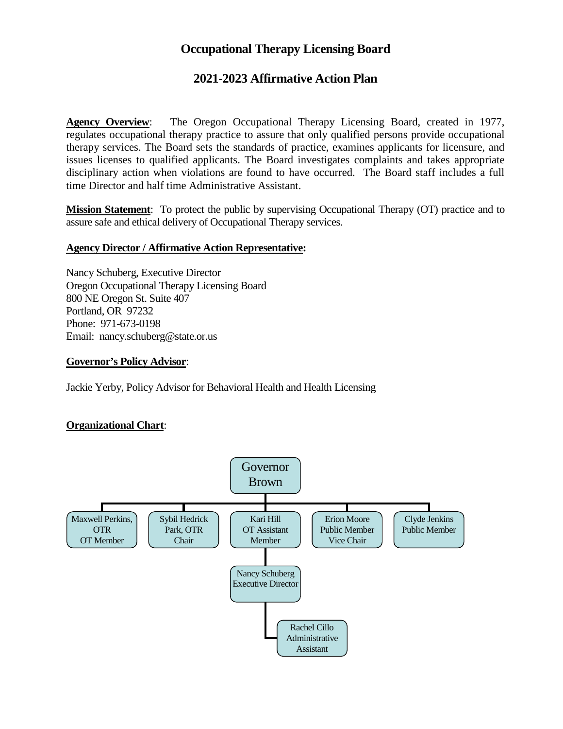# Occupational Therapy Licensing Board

## 2021-2023 Affirmative Action Plan

**Agency Overview**: The Oregon Occupational Therapy Licensing Board, created in 1977, regulates occupational therapy practice to assure that only qualified persons provide occupational therapy services. The Board sets the standards of practice, examines applicants for licensure, and issues licenses to qualified applicants. The Board investigates complaints and takes appropriate disciplinary action when violations are found to have occurred. The Board staff includes a full time Director and half time Administrative Assistant.

**Mission Statement**: To protect the public by supervising Occupational Therapy (OT) practice and to assure safe and ethical delivery of Occupational Therapy services.

**Agency Director / Affirmative Action Representative:**

Nancy Schuberg, Executive Director
Oregon Occupational Therapy Licensing Board
800 NE Oregon St. Suite 407
Portland, OR 97232
Phone: 971-673-0198
Email: nancy.schuberg@state.or.us

**Governor's Policy Advisor**:

Jackie Yerby, Policy Advisor for Behavioral Health and Health Licensing

**Organizational Chart**:

- Governor Brown
  - Maxwell Perkins, OTR, OT Member
  - Sybil Hedrick Park, OTR, Chair
  - Kari Hill, OT Assistant Member
    - Nancy Schuberg, Executive Director
      - Rachel Cillo, Administrative Assistant
  - Erion Moore, Public Member, Vice Chair
  - Clyde Jenkins, Public Member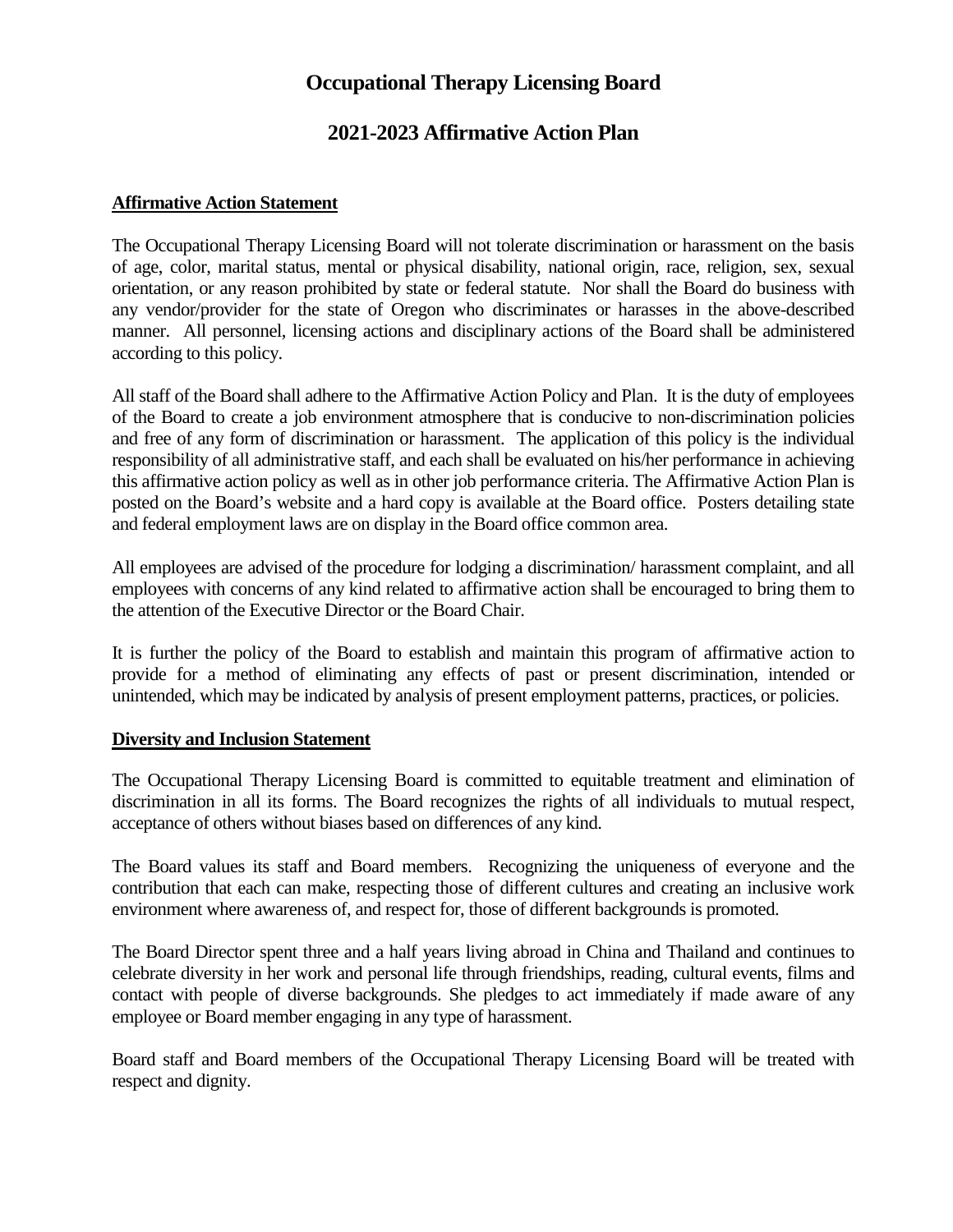# Occupational Therapy Licensing Board

## 2021-2023 Affirmative Action Plan

**Affirmative Action Statement**

The Occupational Therapy Licensing Board will not tolerate discrimination or harassment on the basis of age, color, marital status, mental or physical disability, national origin, race, religion, sex, sexual orientation, or any reason prohibited by state or federal statute. Nor shall the Board do business with any vendor/provider for the state of Oregon who discriminates or harasses in the above-described manner. All personnel, licensing actions and disciplinary actions of the Board shall be administered according to this policy.

All staff of the Board shall adhere to the Affirmative Action Policy and Plan. It is the duty of employees of the Board to create a job environment atmosphere that is conducive to non-discrimination policies and free of any form of discrimination or harassment. The application of this policy is the individual responsibility of all administrative staff, and each shall be evaluated on his/her performance in achieving this affirmative action policy as well as in other job performance criteria. The Affirmative Action Plan is posted on the Board's website and a hard copy is available at the Board office. Posters detailing state and federal employment laws are on display in the Board office common area.

All employees are advised of the procedure for lodging a discrimination/ harassment complaint, and all employees with concerns of any kind related to affirmative action shall be encouraged to bring them to the attention of the Executive Director or the Board Chair.

It is further the policy of the Board to establish and maintain this program of affirmative action to provide for a method of eliminating any effects of past or present discrimination, intended or unintended, which may be indicated by analysis of present employment patterns, practices, or policies.

**Diversity and Inclusion Statement**

The Occupational Therapy Licensing Board is committed to equitable treatment and elimination of discrimination in all its forms. The Board recognizes the rights of all individuals to mutual respect, acceptance of others without biases based on differences of any kind.

The Board values its staff and Board members. Recognizing the uniqueness of everyone and the contribution that each can make, respecting those of different cultures and creating an inclusive work environment where awareness of, and respect for, those of different backgrounds is promoted.

The Board Director spent three and a half years living abroad in China and Thailand and continues to celebrate diversity in her work and personal life through friendships, reading, cultural events, films and contact with people of diverse backgrounds. She pledges to act immediately if made aware of any employee or Board member engaging in any type of harassment.

Board staff and Board members of the Occupational Therapy Licensing Board will be treated with respect and dignity.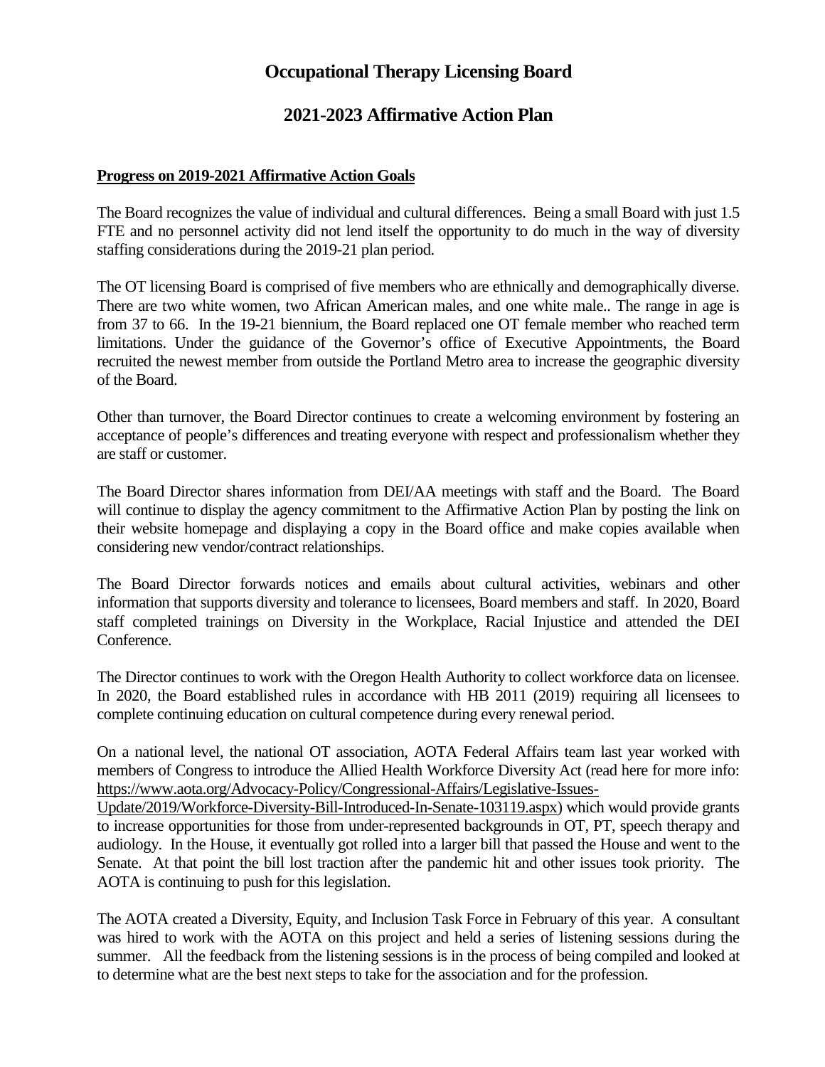# Occupational Therapy Licensing Board

## 2021-2023 Affirmative Action Plan

**Progress on 2019-2021 Affirmative Action Goals**

The Board recognizes the value of individual and cultural differences. Being a small Board with just 1.5 FTE and no personnel activity did not lend itself the opportunity to do much in the way of diversity staffing considerations during the 2019-21 plan period.

The OT licensing Board is comprised of five members who are ethnically and demographically diverse. There are two white women, two African American males, and one white male.. The range in age is from 37 to 66. In the 19-21 biennium, the Board replaced one OT female member who reached term limitations. Under the guidance of the Governor's office of Executive Appointments, the Board recruited the newest member from outside the Portland Metro area to increase the geographic diversity of the Board.

Other than turnover, the Board Director continues to create a welcoming environment by fostering an acceptance of people's differences and treating everyone with respect and professionalism whether they are staff or customer.

The Board Director shares information from DEI/AA meetings with staff and the Board. The Board will continue to display the agency commitment to the Affirmative Action Plan by posting the link on their website homepage and displaying a copy in the Board office and make copies available when considering new vendor/contract relationships.

The Board Director forwards notices and emails about cultural activities, webinars and other information that supports diversity and tolerance to licensees, Board members and staff. In 2020, Board staff completed trainings on Diversity in the Workplace, Racial Injustice and attended the DEI Conference.

The Director continues to work with the Oregon Health Authority to collect workforce data on licensee. In 2020, the Board established rules in accordance with HB 2011 (2019) requiring all licensees to complete continuing education on cultural competence during every renewal period.

On a national level, the national OT association, AOTA Federal Affairs team last year worked with members of Congress to introduce the Allied Health Workforce Diversity Act (read here for more info: https://www.aota.org/Advocacy-Policy/Congressional-Affairs/Legislative-Issues-Update/2019/Workforce-Diversity-Bill-Introduced-In-Senate-103119.aspx) which would provide grants to increase opportunities for those from under-represented backgrounds in OT, PT, speech therapy and audiology. In the House, it eventually got rolled into a larger bill that passed the House and went to the Senate. At that point the bill lost traction after the pandemic hit and other issues took priority. The AOTA is continuing to push for this legislation.

The AOTA created a Diversity, Equity, and Inclusion Task Force in February of this year. A consultant was hired to work with the AOTA on this project and held a series of listening sessions during the summer. All the feedback from the listening sessions is in the process of being compiled and looked at to determine what are the best next steps to take for the association and for the profession.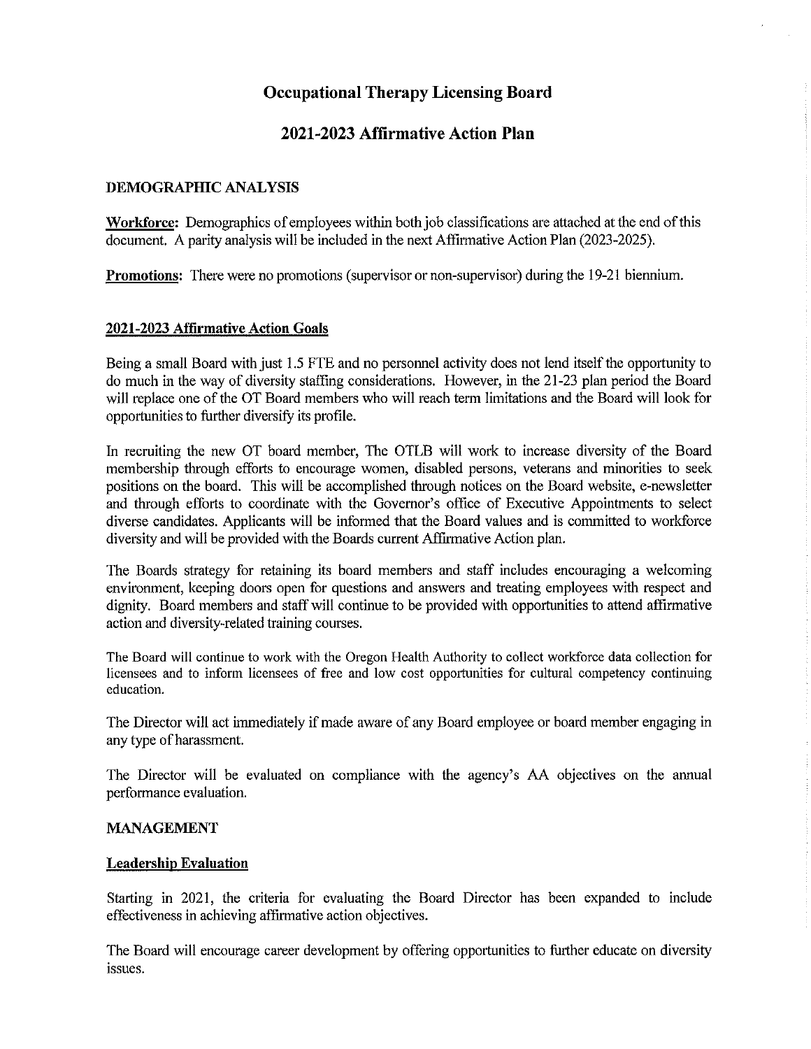# Occupational Therapy Licensing Board

## 2021-2023 Affirmative Action Plan

### DEMOGRAPHIC ANALYSIS

**Workforce:** Demographics of employees within both job classifications are attached at the end of this document. A parity analysis will be included in the next Affirmative Action Plan (2023-2025).

**Promotions:** There were no promotions (supervisor or non-supervisor) during the 19-21 biennium.

### 2021-2023 Affirmative Action Goals

Being a small Board with just 1.5 FTE and no personnel activity does not lend itself the opportunity to do much in the way of diversity staffing considerations. However, in the 21-23 plan period the Board will replace one of the OT Board members who will reach term limitations and the Board will look for opportunities to further diversify its profile.

In recruiting the new OT board member, The OTLB will work to increase diversity of the Board membership through efforts to encourage women, disabled persons, veterans and minorities to seek positions on the board. This will be accomplished through notices on the Board website, e-newsletter and through efforts to coordinate with the Governor's office of Executive Appointments to select diverse candidates. Applicants will be informed that the Board values and is committed to workforce diversity and will be provided with the Boards current Affirmative Action plan.

The Boards strategy for retaining its board members and staff includes encouraging a welcoming environment, keeping doors open for questions and answers and treating employees with respect and dignity. Board members and staff will continue to be provided with opportunities to attend affirmative action and diversity-related training courses.

The Board will continue to work with the Oregon Health Authority to collect workforce data collection for licensees and to inform licensees of free and low cost opportunities for cultural competency continuing education.

The Director will act immediately if made aware of any Board employee or board member engaging in any type of harassment.

The Director will be evaluated on compliance with the agency's AA objectives on the annual performance evaluation.

### MANAGEMENT

### Leadership Evaluation

Starting in 2021, the criteria for evaluating the Board Director has been expanded to include effectiveness in achieving affirmative action objectives.

The Board will encourage career development by offering opportunities to further educate on diversity issues.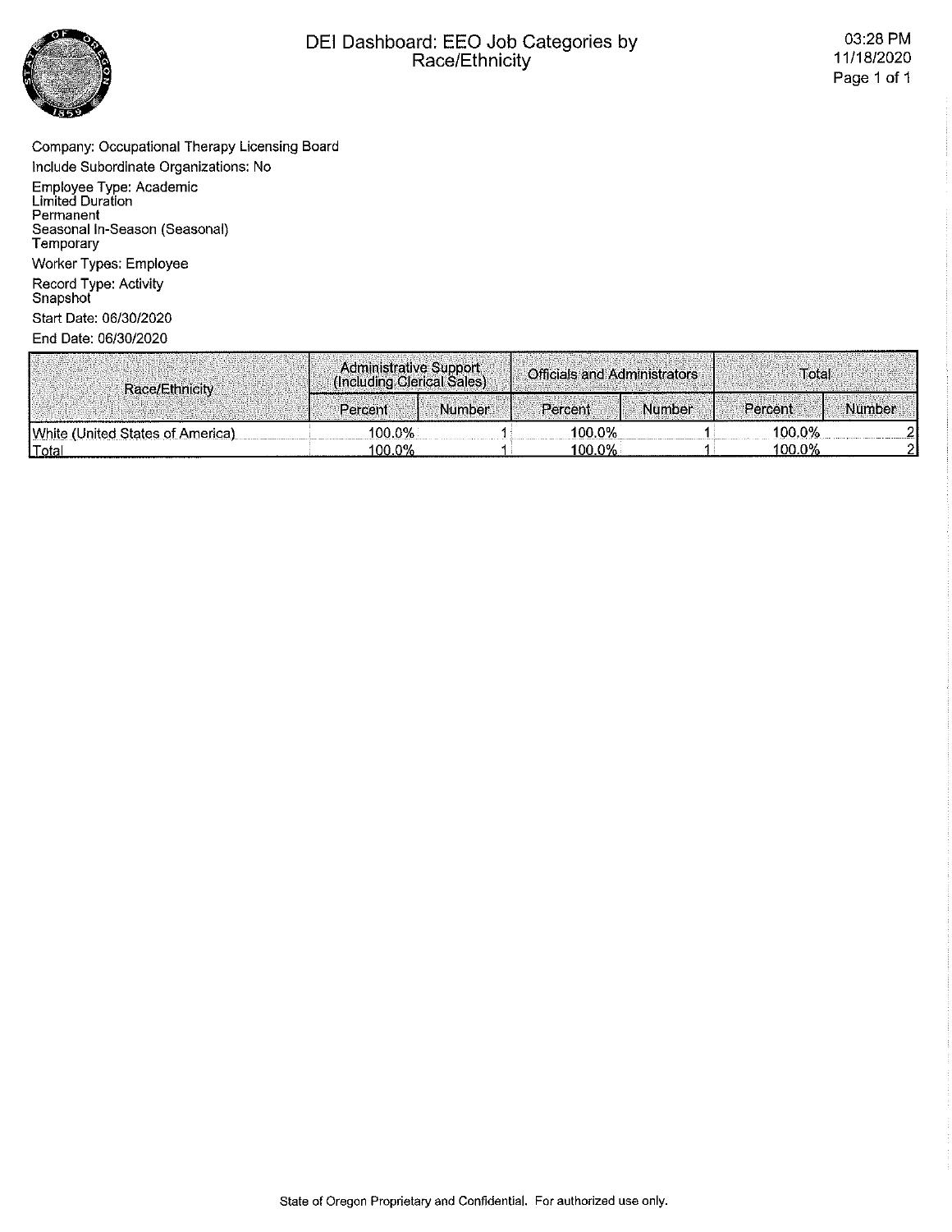# DEI Dashboard: EEO Job Categories by Race/Ethnicity

Company: Occupational Therapy Licensing Board

Include Subordinate Organizations: No

Employee Type: Academic
Limited Duration
Permanent
Seasonal In-Season (Seasonal)
Temporary

Worker Types: Employee

Record Type: Activity
Snapshot

Start Date: 06/30/2020

End Date: 06/30/2020

| Race/Ethnicity | Administrative Support (Including Clerical Sales) | | Officials and Administrators | | Total | |
|---|---|---|---|---|---|---|
| | Percent | Number | Percent | Number | Percent | Number |
| White (United States of America) | 100.0% | 1 | 100.0% | 1 | 100.0% | 2 |
| Total | 100.0% | 1 | 100.0% | 1 | 100.0% | 2 |

State of Oregon Proprietary and Confidential. For authorized use only.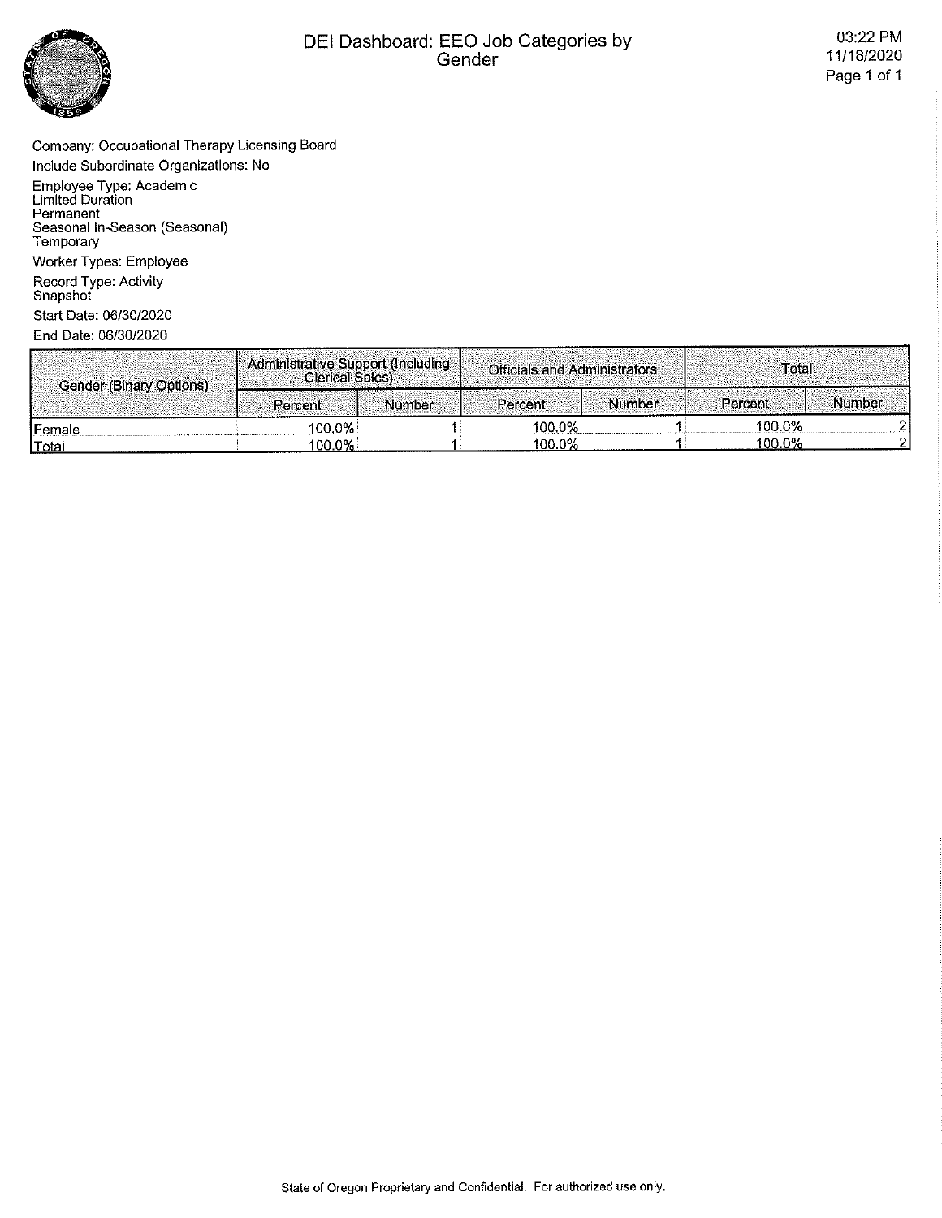# DEI Dashboard: EEO Job Categories by Gender

03:22 PM
11/18/2020

Company: Occupational Therapy Licensing Board

Include Subordinate Organizations: No

Employee Type: Academic
Limited Duration
Permanent
Seasonal In-Season (Seasonal)
Temporary

Worker Types: Employee

Record Type: Activity
Snapshot

Start Date: 06/30/2020

End Date: 06/30/2020

| Gender (Binary Options) | Administrative Support (Including Clerical Sales) | | Officials and Administrators | | Total | |
|---|---|---|---|---|---|---|
| | Percent | Number | Percent | Number | Percent | Number |
| Female | 100.0% | 1 | 100.0% | 1 | 100.0% | 2 |
| Total | 100.0% | 1 | 100.0% | 1 | 100.0% | 2 |

State of Oregon Proprietary and Confidential. For authorized use only.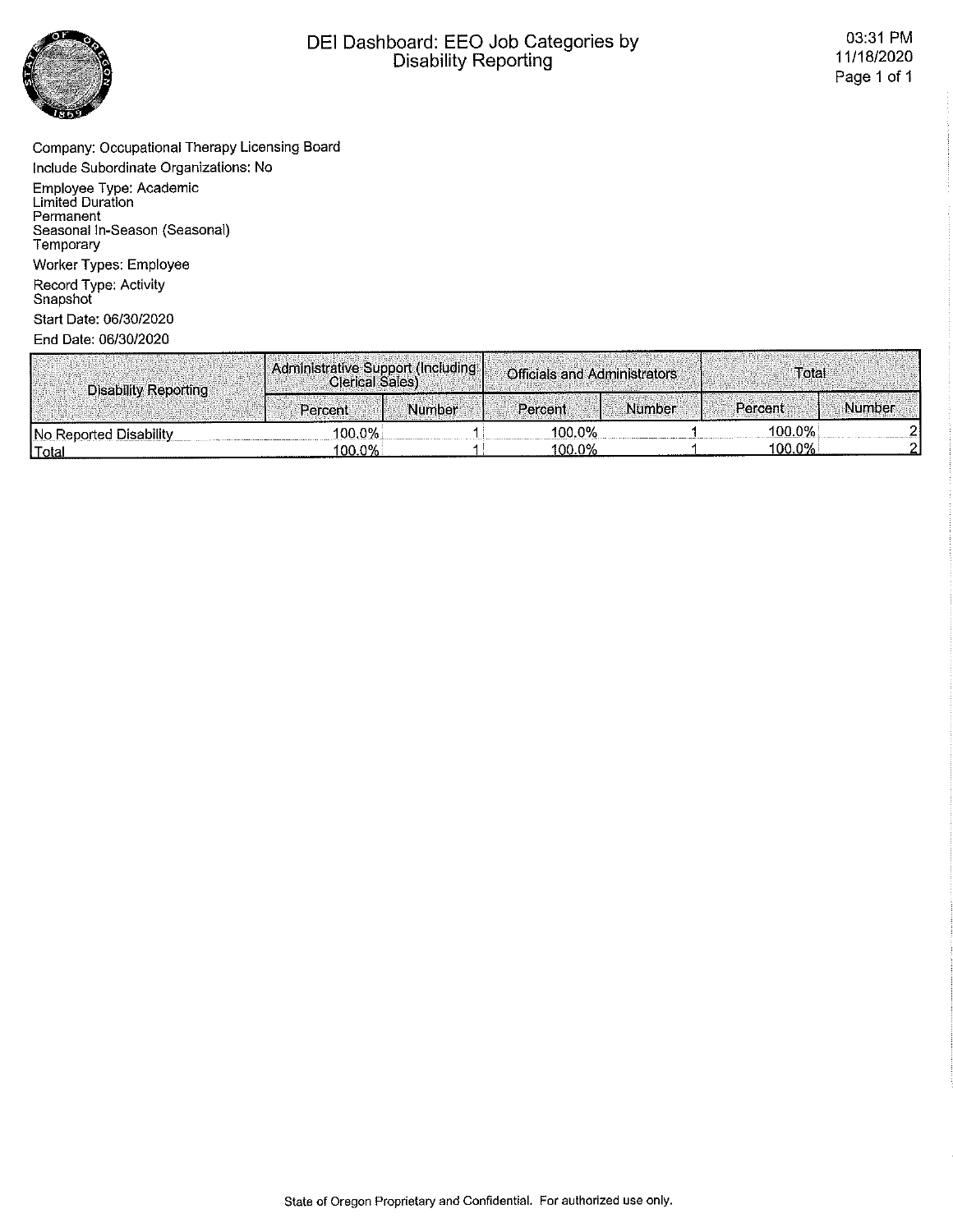# DEI Dashboard: EEO Job Categories by Disability Reporting

03:31 PM
11/18/2020

Company: Occupational Therapy Licensing Board

Include Subordinate Organizations: No

Employee Type: Academic
Limited Duration
Permanent
Seasonal In-Season (Seasonal)
Temporary

Worker Types: Employee

Record Type: Activity
Snapshot

Start Date: 06/30/2020

End Date: 06/30/2020

| Disability Reporting | Administrative Support (Including Clerical Sales) | | Officials and Administrators | | Total | |
|---|---|---|---|---|---|---|
| | Percent | Number | Percent | Number | Percent | Number |
| No Reported Disability | 100.0% | 1 | 100.0% | 1 | 100.0% | 2 |
| Total | 100.0% | 1 | 100.0% | 1 | 100.0% | 2 |

State of Oregon Proprietary and Confidential. For authorized use only.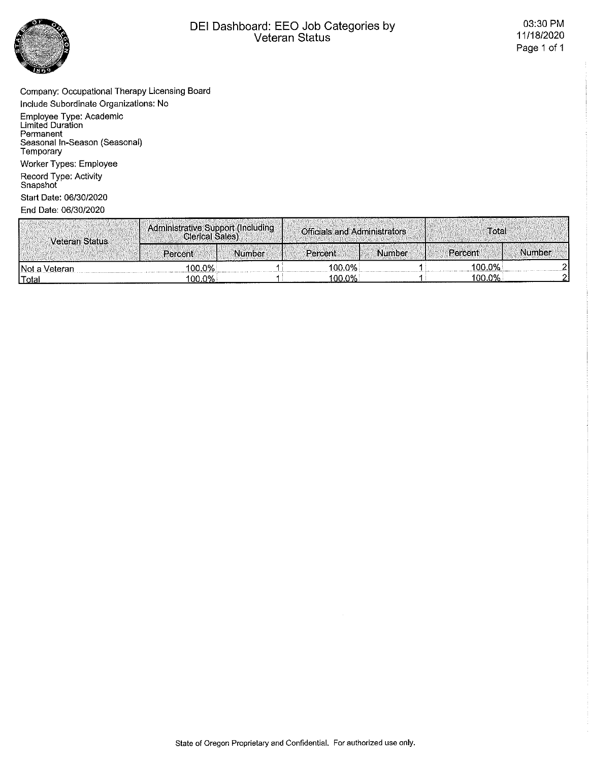# DEI Dashboard: EEO Job Categories by Veteran Status

03:30 PM
11/18/2020

Company: Occupational Therapy Licensing Board

Include Subordinate Organizations: No

Employee Type: Academic
Limited Duration
Permanent
Seasonal In-Season (Seasonal)
Temporary

Worker Types: Employee

Record Type: Activity
Snapshot

Start Date: 06/30/2020

End Date: 06/30/2020

| Veteran Status | Administrative Support (Including Clerical Sales) | | Officials and Administrators | | Total | |
|---|---|---|---|---|---|---|
| | Percent | Number | Percent | Number | Percent | Number |
| Not a Veteran | 100.0% | 1 | 100.0% | 1 | 100.0% | 2 |
| Total | 100.0% | 1 | 100.0% | 1 | 100.0% | 2 |

State of Oregon Proprietary and Confidential. For authorized use only.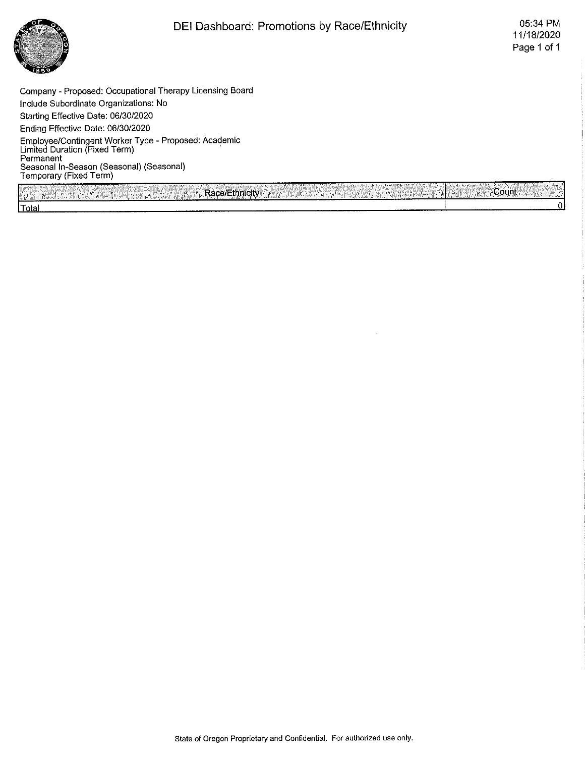# DEI Dashboard: Promotions by Race/Ethnicity

05:34 PM
11/18/2020

Company - Proposed: Occupational Therapy Licensing Board

Include Subordinate Organizations: No

Starting Effective Date: 06/30/2020

Ending Effective Date: 06/30/2020

Employee/Contingent Worker Type - Proposed: Academic
Limited Duration (Fixed Term)
Permanent
Seasonal In-Season (Seasonal) (Seasonal)
Temporary (Fixed Term)

| Race/Ethnicity | Count |
|---|---|
| Total | 0 |

State of Oregon Proprietary and Confidential. For authorized use only.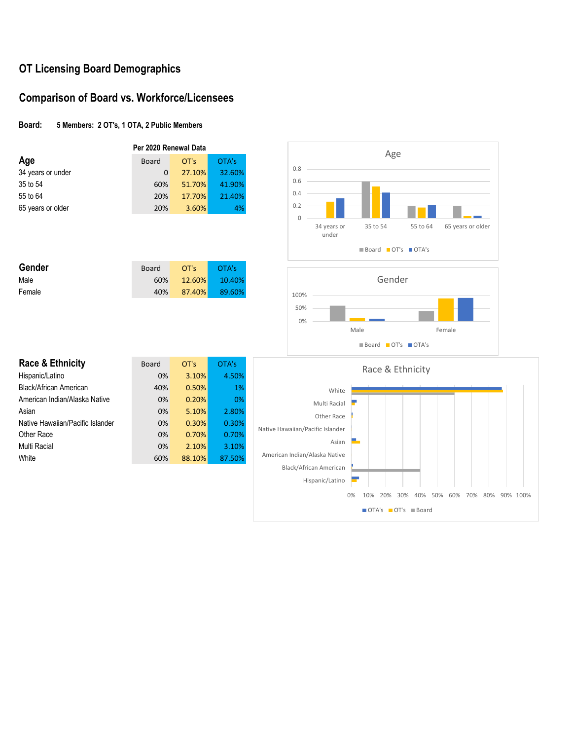# OT Licensing Board Demographics

## Comparison of Board vs. Workforce/Licensees

**Board:** **5 Members: 2 OT's, 1 OTA, 2 Public Members**

**Per 2020 Renewal Data**

### Age

| Age | Board | OT's | OTA's |
|---|---|---|---|
| 34 years or under | 0 | 27.10% | 32.60% |
| 35 to 54 | 60% | 51.70% | 41.90% |
| 55 to 64 | 20% | 17.70% | 21.40% |
| 65 years or older | 20% | 3.60% | 4% |

### Gender

| Gender | Board | OT's | OTA's |
|---|---|---|---|
| Male | 60% | 12.60% | 10.40% |
| Female | 40% | 87.40% | 89.60% |

### Race & Ethnicity

| Race & Ethnicity | Board | OT's | OTA's |
|---|---|---|---|
| Hispanic/Latino | 0% | 3.10% | 4.50% |
| Black/African American | 40% | 0.50% | 1% |
| American Indian/Alaska Native | 0% | 0.20% | 0% |
| Asian | 0% | 5.10% | 2.80% |
| Native Hawaiian/Pacific Islander | 0% | 0.30% | 0.30% |
| Other Race | 0% | 0.70% | 0.70% |
| Multi Racial | 0% | 2.10% | 3.10% |
| White | 60% | 88.10% | 87.50% |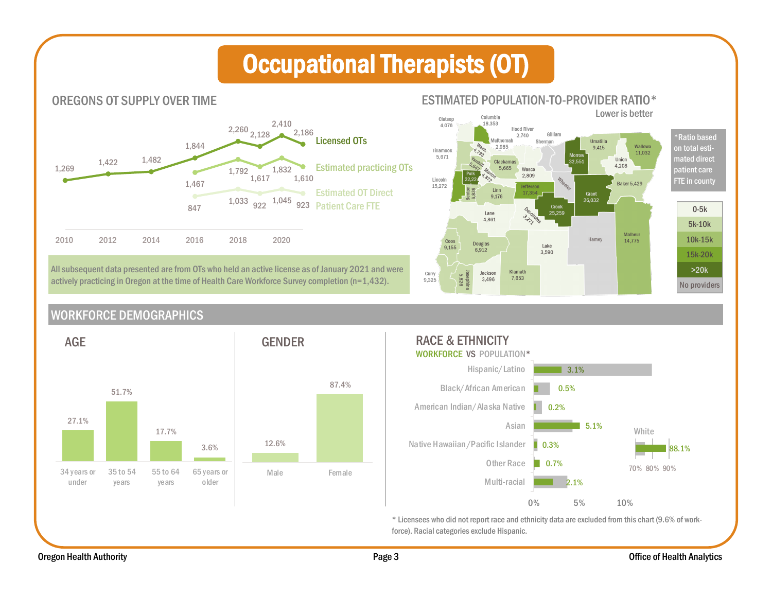# Occupational Therapists (OT)

## OREGONS OT SUPPLY OVER TIME

| Year | Licensed OTs | Estimated practicing OTs | Estimated OT Direct Patient Care FTE |
|---|---|---|---|
| 2010 | 1,269 | | |
| 2012 | 1,422 | | |
| 2014 | 1,482 | | |
| 2016 | 1,844 | 1,467 | 847 |
| 2018 | 2,260 | 1,792 | 1,033 |
| 2019 | 2,128 | 1,617 | 922 |
| 2020 | 2,410 | 1,832 | 1,045 |
| 2021 | 2,186 | 1,610 | 923 |

All subsequent data presented are from OTs who held an active license as of January 2021 and were actively practicing in Oregon at the time of Health Care Workforce Survey completion (n=1,432).

## ESTIMATED POPULATION-TO-PROVIDER RATIO*

Lower is better

*Ratio based on total estimated direct patient care FTE in county

Legend: 0-5k, 5k-10k, 10k-15k, 15k-20k, >20k, No providers

| County | Ratio |
|---|---|
| Clatsop | 4,076 |
| Columbia | 18,353 |
| Hood River | 2,740 |
| Gilliam | |
| Sherman | |
| Multnomah | 2,985 |
| Wash. | 4,793 |
| Tillamook | 5,671 |
| Yamhill | 5,647 |
| Clackamas | 5,665 |
| Marion | 4,872 |
| Polk | 22,22 |
| Wasco | 2,809 |
| Morrow | 32,551 |
| Umatilla | 9,415 |
| Union | 4,208 |
| Wallowa | 11,032 |
| Lincoln | 15,272 |
| Benton | 6,839 |
| Linn | 9,176 |
| Jefferson | 17,354 |
| Wheeler | |
| Grant | 26,032 |
| Baker | 5,429 |
| Lane | 4,861 |
| Crook | 25,259 |
| Deschutes | 3,271 |
| Coos | 9,155 |
| Douglas | 6,912 |
| Lake | 3,590 |
| Harney | |
| Malheur | 14,775 |
| Curry | 9,325 |
| Josephine | 5,826 |
| Jackson | 3,496 |
| Klamath | 7,653 |

## WORKFORCE DEMOGRAPHICS

### AGE

| 34 years or under | 35 to 54 years | 55 to 64 years | 65 years or older |
|---|---|---|---|
| 27.1% | 51.7% | 17.7% | 3.6% |

### GENDER

| Male | Female |
|---|---|
| 12.6% | 87.4% |

### RACE & ETHNICITY

WORKFORCE VS POPULATION*

| Race/Ethnicity | Workforce |
|---|---|
| Hispanic/Latino | 3.1% |
| Black/African American | 0.5% |
| American Indian/Alaska Native | 0.2% |
| Asian | 5.1% |
| Native Hawaiian/Pacific Islander | 0.3% |
| Other Race | 0.7% |
| Multi-racial | 2.1% |
| White | 88.1% |

\* Licensees who did not report race and ethnicity data are excluded from this chart (9.6% of workforce). Racial categories exclude Hispanic.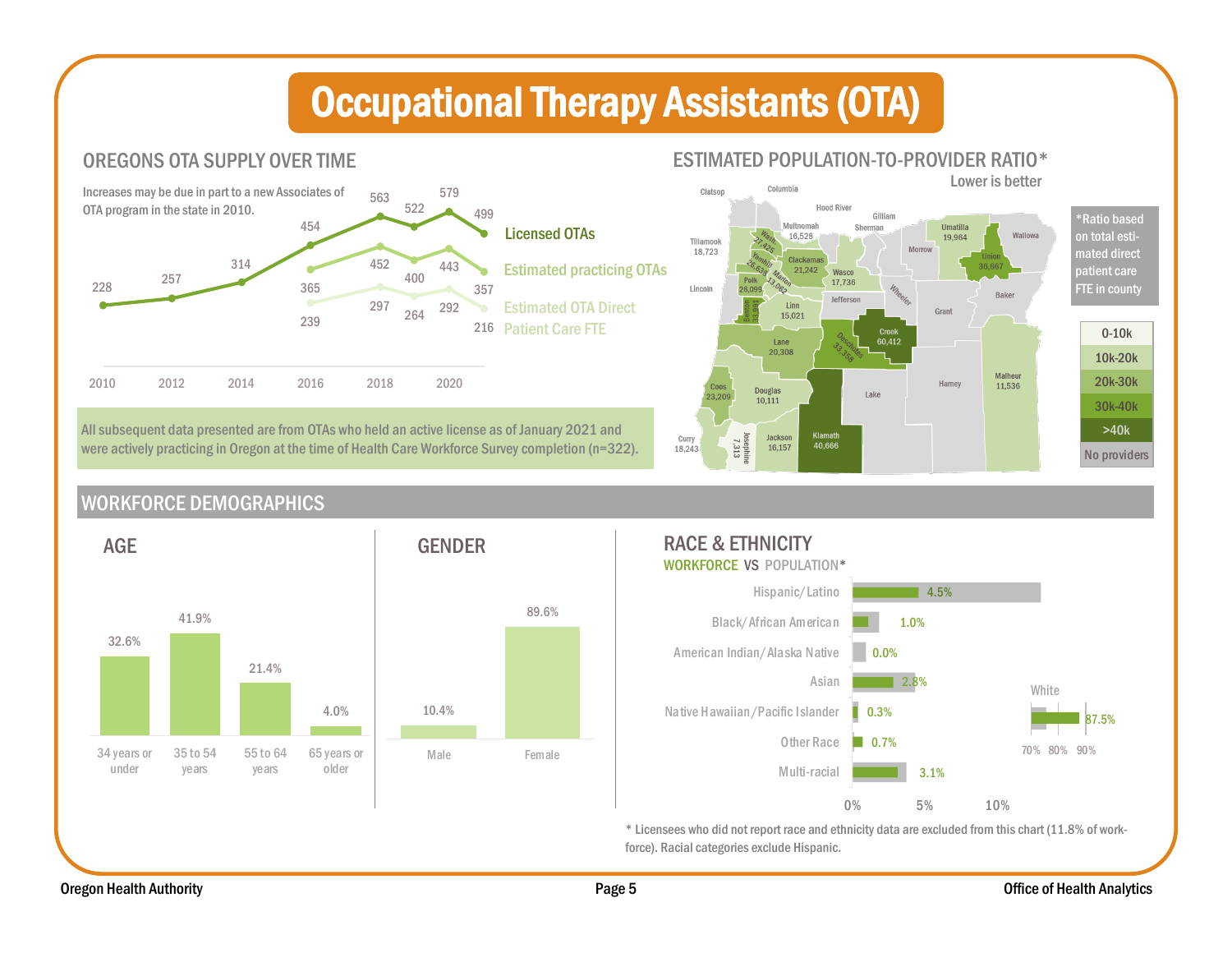# Occupational Therapy Assistants (OTA)

## OREGONS OTA SUPPLY OVER TIME

Increases may be due in part to a new Associates of OTA program in the state in 2010.

228
257
314
454
563
522
579
499
365
452
400
443
357
239
297
264
292
216

2010
2012
2014
2016
2018
2020

Licensed OTAs
Estimated practicing OTAs
Estimated OTA Direct Patient Care FTE

All subsequent data presented are from OTAs who held an active license as of January 2021 and were actively practicing in Oregon at the time of Health Care Workforce Survey completion (n=322).

## ESTIMATED POPULATION-TO-PROVIDER RATIO*

Lower is better

Clatsop
Columbia
Hood River
Gilliam
Multnomah 16,528
Sherman
Umatilla 19,964
Wallowa
Tillamook 18,723
Wash. 17,425
Morrow
Union 36,667
Yamhill 26,638
Clackamas 21,242
Marion 13,062
Wasco 17,736
Lincoln
Polk 26,099
Wheeler
Baker
Jefferson
Benton
Linn 15,021
Grant
Crook 60,412
Lane 20,308
Deschutes 33,358
Malheur 11,536
Harney
Coos 23,209
Douglas 10,111
Lake
Curry 18,243
Josephine 7,313
Jackson 16,157
Klamath 40,666

*Ratio based on total estimated direct patient care FTE in county

0-10k
10k-20k
20k-30k
30k-40k
>40k
No providers

## WORKFORCE DEMOGRAPHICS

### AGE

34 years or under: 32.6%
35 to 54 years: 41.9%
55 to 64 years: 21.4%
65 years or older: 4.0%

### GENDER

Male: 10.4%
Female: 89.6%

### RACE & ETHNICITY

WORKFORCE VS POPULATION*

Hispanic/Latino: 4.5%
Black/African American: 1.0%
American Indian/Alaska Native: 0.0%
Asian: 2.8%
Native Hawaiian/Pacific Islander: 0.3%
Other Race: 0.7%
Multi-racial: 3.1%

0%
5%
10%

White: 87.5%

70%
80%
90%

* Licensees who did not report race and ethnicity data are excluded from this chart (11.8% of workforce). Racial categories exclude Hispanic.

Oregon Health Authority

Office of Health Analytics